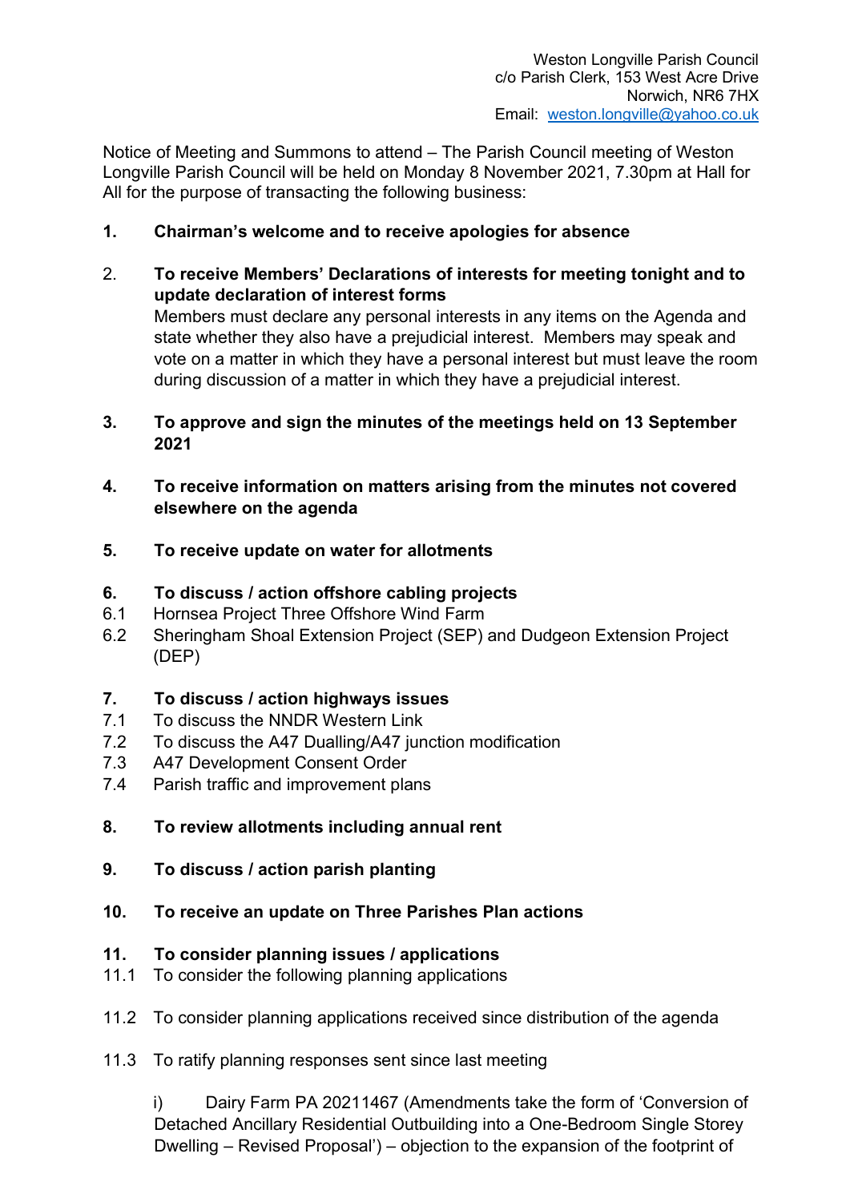Weston Longville Parish Council
c/o Parish Clerk, 153 West Acre Drive
Norwich, NR6 7HX
Email: weston.longville@yahoo.co.uk

Notice of Meeting and Summons to attend – The Parish Council meeting of Weston Longville Parish Council will be held on Monday 8 November 2021, 7.30pm at Hall for All for the purpose of transacting the following business:

1. **Chairman's welcome and to receive apologies for absence**

2. **To receive Members' Declarations of interests for meeting tonight and to update declaration of interest forms**
   Members must declare any personal interests in any items on the Agenda and state whether they also have a prejudicial interest. Members may speak and vote on a matter in which they have a personal interest but must leave the room during discussion of a matter in which they have a prejudicial interest.

3. **To approve and sign the minutes of the meetings held on 13 September 2021**

4. **To receive information on matters arising from the minutes not covered elsewhere on the agenda**

5. **To receive update on water for allotments**

6. **To discuss / action offshore cabling projects**

6.1 Hornsea Project Three Offshore Wind Farm
6.2 Sheringham Shoal Extension Project (SEP) and Dudgeon Extension Project (DEP)

7. **To discuss / action highways issues**

7.1 To discuss the NNDR Western Link
7.2 To discuss the A47 Dualling/A47 junction modification
7.3 A47 Development Consent Order
7.4 Parish traffic and improvement plans

8. **To review allotments including annual rent**

9. **To discuss / action parish planting**

10. **To receive an update on Three Parishes Plan actions**

11. **To consider planning issues / applications**

11.1 To consider the following planning applications

11.2 To consider planning applications received since distribution of the agenda

11.3 To ratify planning responses sent since last meeting

i) Dairy Farm PA 20211467 (Amendments take the form of 'Conversion of Detached Ancillary Residential Outbuilding into a One-Bedroom Single Storey Dwelling – Revised Proposal') – objection to the expansion of the footprint of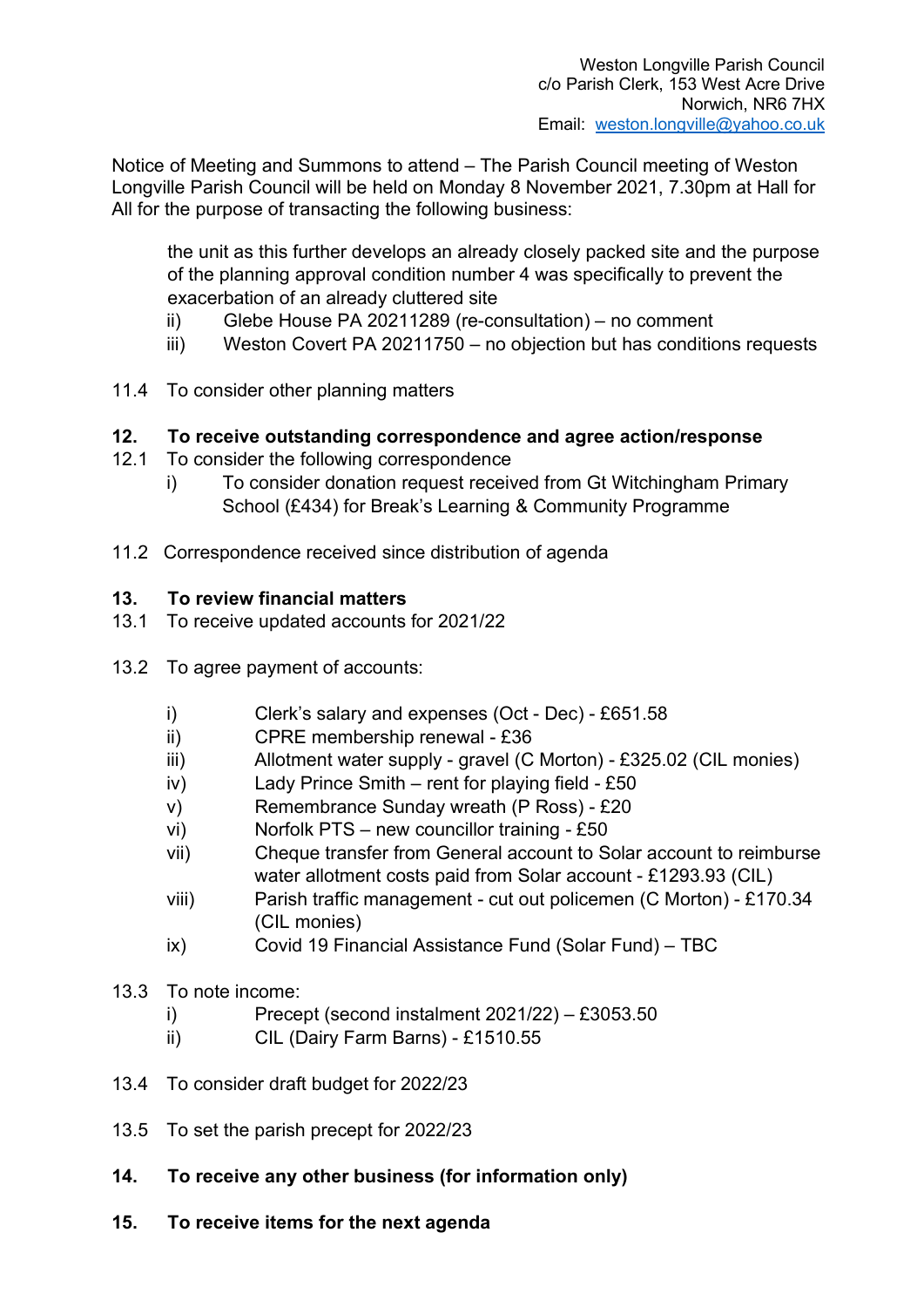Weston Longville Parish Council
c/o Parish Clerk, 153 West Acre Drive
Norwich, NR6 7HX
Email: weston.longville@yahoo.co.uk

Notice of Meeting and Summons to attend – The Parish Council meeting of Weston Longville Parish Council will be held on Monday 8 November 2021, 7.30pm at Hall for All for the purpose of transacting the following business:

the unit as this further develops an already closely packed site and the purpose of the planning approval condition number 4 was specifically to prevent the exacerbation of an already cluttered site

- ii) Glebe House PA 20211289 (re-consultation) – no comment
- iii) Weston Covert PA 20211750 – no objection but has conditions requests

11.4 To consider other planning matters

**12. To receive outstanding correspondence and agree action/response**

12.1 To consider the following correspondence

- i) To consider donation request received from Gt Witchingham Primary School (£434) for Break's Learning & Community Programme

11.2 Correspondence received since distribution of agenda

**13. To review financial matters**

13.1 To receive updated accounts for 2021/22

13.2 To agree payment of accounts:

- i) Clerk's salary and expenses (Oct - Dec) - £651.58
- ii) CPRE membership renewal - £36
- iii) Allotment water supply - gravel (C Morton) - £325.02 (CIL monies)
- iv) Lady Prince Smith – rent for playing field - £50
- v) Remembrance Sunday wreath (P Ross) - £20
- vi) Norfolk PTS – new councillor training - £50
- vii) Cheque transfer from General account to Solar account to reimburse water allotment costs paid from Solar account - £1293.93 (CIL)
- viii) Parish traffic management - cut out policemen (C Morton) - £170.34 (CIL monies)
- ix) Covid 19 Financial Assistance Fund (Solar Fund) – TBC

13.3 To note income:

- i) Precept (second instalment 2021/22) – £3053.50
- ii) CIL (Dairy Farm Barns) - £1510.55

13.4 To consider draft budget for 2022/23

13.5 To set the parish precept for 2022/23

**14. To receive any other business (for information only)**

**15. To receive items for the next agenda**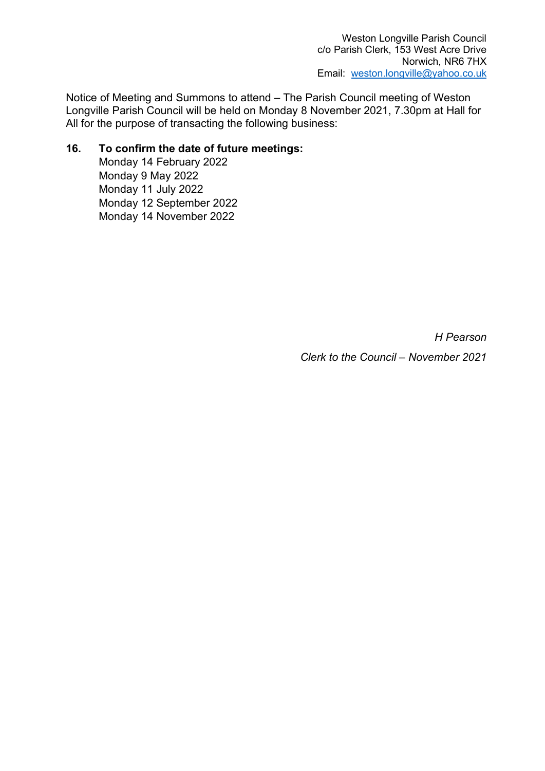Weston Longville Parish Council
c/o Parish Clerk, 153 West Acre Drive
Norwich, NR6 7HX
Email: weston.longville@yahoo.co.uk

Notice of Meeting and Summons to attend – The Parish Council meeting of Weston Longville Parish Council will be held on Monday 8 November 2021, 7.30pm at Hall for All for the purpose of transacting the following business:

**16. To confirm the date of future meetings:**

Monday 14 February 2022
Monday 9 May 2022
Monday 11 July 2022
Monday 12 September 2022
Monday 14 November 2022

*H Pearson*

*Clerk to the Council – November 2021*